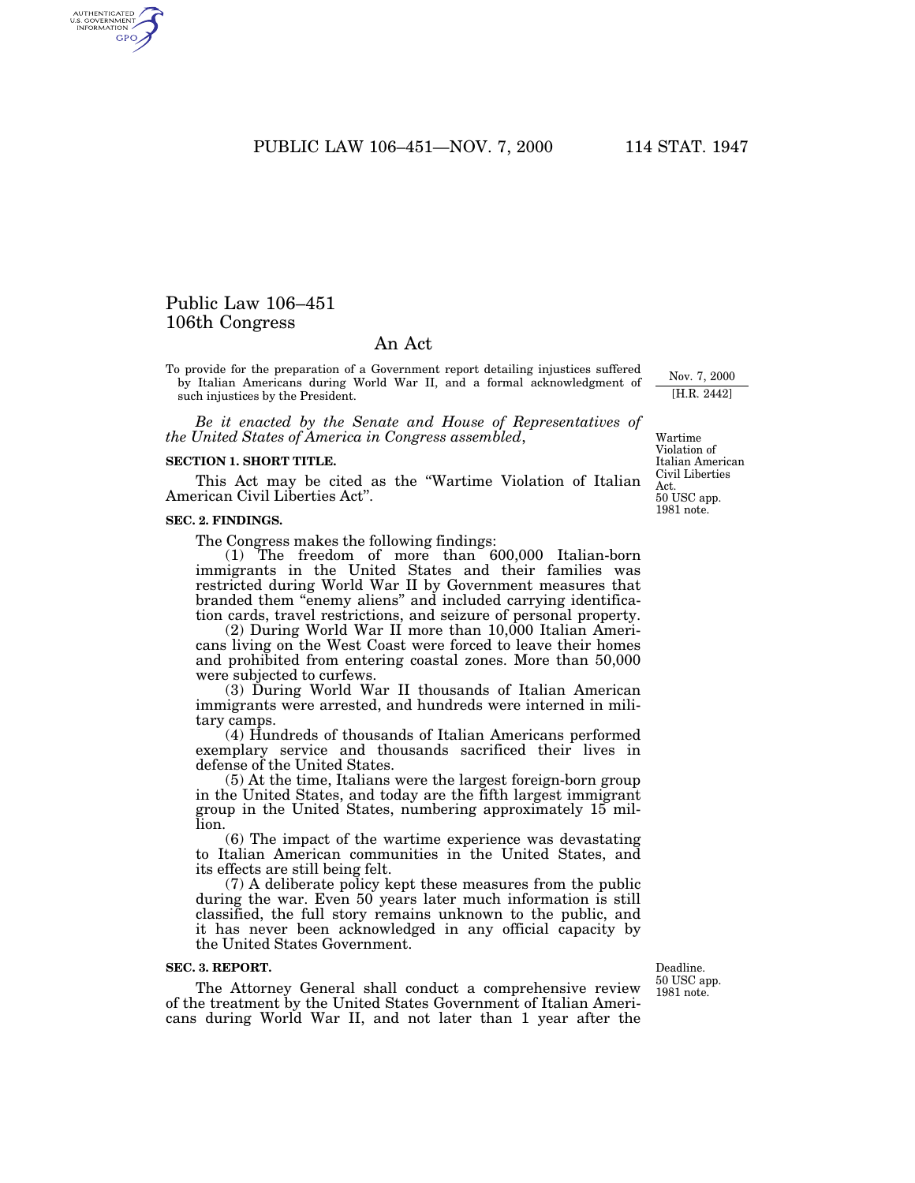# Public Law 106–451
# 106th Congress

## An Act

To provide for the preparation of a Government report detailing injustices suffered by Italian Americans during World War II, and a formal acknowledgment of such injustices by the President.

Nov. 7, 2000
[H.R. 2442]

*Be it enacted by the Senate and House of Representatives of the United States of America in Congress assembled*,

Wartime Violation of Italian American Civil Liberties Act.
50 USC app. 1981 note.

**SECTION 1. SHORT TITLE.**

This Act may be cited as the "Wartime Violation of Italian American Civil Liberties Act".

**SEC. 2. FINDINGS.**

The Congress makes the following findings:

(1) The freedom of more than 600,000 Italian-born immigrants in the United States and their families was restricted during World War II by Government measures that branded them "enemy aliens" and included carrying identification cards, travel restrictions, and seizure of personal property.

(2) During World War II more than 10,000 Italian Americans living on the West Coast were forced to leave their homes and prohibited from entering coastal zones. More than 50,000 were subjected to curfews.

(3) During World War II thousands of Italian American immigrants were arrested, and hundreds were interned in military camps.

(4) Hundreds of thousands of Italian Americans performed exemplary service and thousands sacrificed their lives in defense of the United States.

(5) At the time, Italians were the largest foreign-born group in the United States, and today are the fifth largest immigrant group in the United States, numbering approximately 15 million.

(6) The impact of the wartime experience was devastating to Italian American communities in the United States, and its effects are still being felt.

(7) A deliberate policy kept these measures from the public during the war. Even 50 years later much information is still classified, the full story remains unknown to the public, and it has never been acknowledged in any official capacity by the United States Government.

**SEC. 3. REPORT.**

Deadline.
50 USC app. 1981 note.

The Attorney General shall conduct a comprehensive review of the treatment by the United States Government of Italian Americans during World War II, and not later than 1 year after the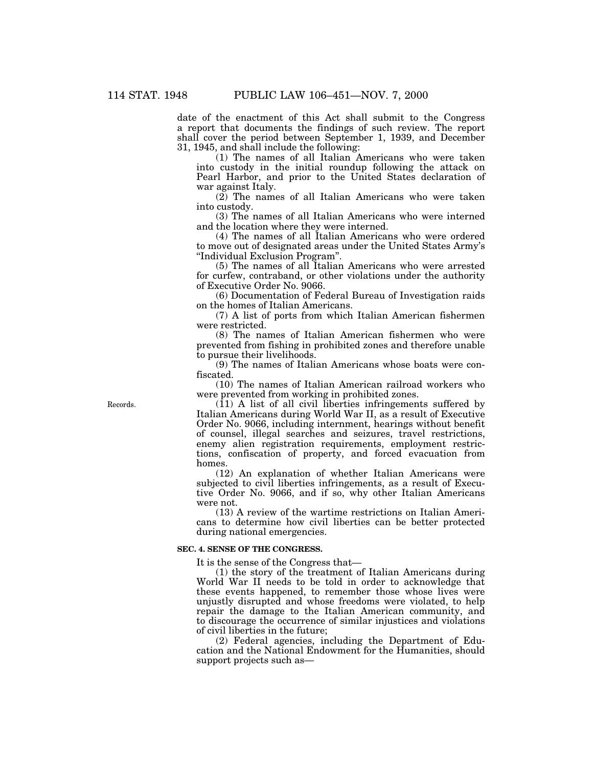date of the enactment of this Act shall submit to the Congress a report that documents the findings of such review. The report shall cover the period between September 1, 1939, and December 31, 1945, and shall include the following:

(1) The names of all Italian Americans who were taken into custody in the initial roundup following the attack on Pearl Harbor, and prior to the United States declaration of war against Italy.

(2) The names of all Italian Americans who were taken into custody.

(3) The names of all Italian Americans who were interned and the location where they were interned.

(4) The names of all Italian Americans who were ordered to move out of designated areas under the United States Army's "Individual Exclusion Program".

(5) The names of all Italian Americans who were arrested for curfew, contraband, or other violations under the authority of Executive Order No. 9066.

(6) Documentation of Federal Bureau of Investigation raids on the homes of Italian Americans.

(7) A list of ports from which Italian American fishermen were restricted.

(8) The names of Italian American fishermen who were prevented from fishing in prohibited zones and therefore unable to pursue their livelihoods.

(9) The names of Italian Americans whose boats were confiscated.

(10) The names of Italian American railroad workers who were prevented from working in prohibited zones.

Records.

(11) A list of all civil liberties infringements suffered by Italian Americans during World War II, as a result of Executive Order No. 9066, including internment, hearings without benefit of counsel, illegal searches and seizures, travel restrictions, enemy alien registration requirements, employment restrictions, confiscation of property, and forced evacuation from homes.

(12) An explanation of whether Italian Americans were subjected to civil liberties infringements, as a result of Executive Order No. 9066, and if so, why other Italian Americans were not.

(13) A review of the wartime restrictions on Italian Americans to determine how civil liberties can be better protected during national emergencies.

**SEC. 4. SENSE OF THE CONGRESS.**

It is the sense of the Congress that—

(1) the story of the treatment of Italian Americans during World War II needs to be told in order to acknowledge that these events happened, to remember those whose lives were unjustly disrupted and whose freedoms were violated, to help repair the damage to the Italian American community, and to discourage the occurrence of similar injustices and violations of civil liberties in the future;

(2) Federal agencies, including the Department of Education and the National Endowment for the Humanities, should support projects such as—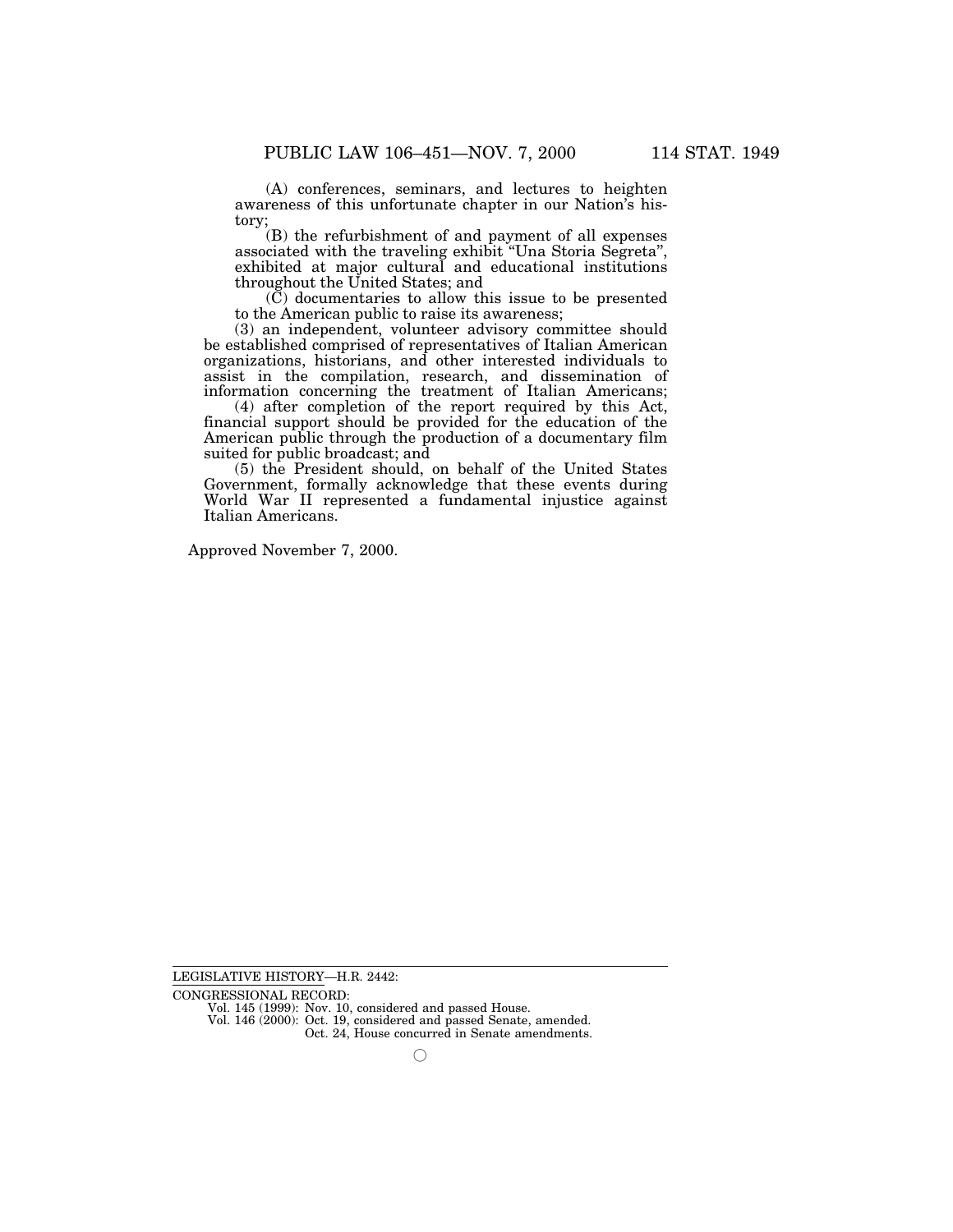(A) conferences, seminars, and lectures to heighten awareness of this unfortunate chapter in our Nation's history;

(B) the refurbishment of and payment of all expenses associated with the traveling exhibit "Una Storia Segreta", exhibited at major cultural and educational institutions throughout the United States; and

(C) documentaries to allow this issue to be presented to the American public to raise its awareness;

(3) an independent, volunteer advisory committee should be established comprised of representatives of Italian American organizations, historians, and other interested individuals to assist in the compilation, research, and dissemination of information concerning the treatment of Italian Americans;

(4) after completion of the report required by this Act, financial support should be provided for the education of the American public through the production of a documentary film suited for public broadcast; and

(5) the President should, on behalf of the United States Government, formally acknowledge that these events during World War II represented a fundamental injustice against Italian Americans.

Approved November 7, 2000.

---

LEGISLATIVE HISTORY—H.R. 2442:

CONGRESSIONAL RECORD:

Vol. 145 (1999): Nov. 10, considered and passed House.

Vol. 146 (2000): Oct. 19, considered and passed Senate, amended.

Oct. 24, House concurred in Senate amendments.